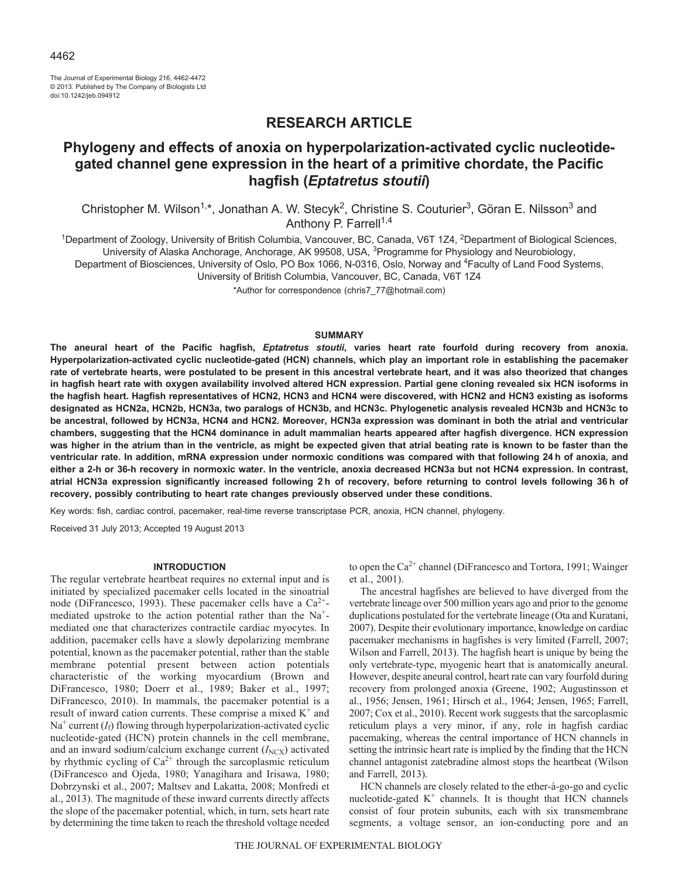# RESEARCH ARTICLE

# Phylogeny and effects of anoxia on hyperpolarization-activated cyclic nucleotide-gated channel gene expression in the heart of a primitive chordate, the Pacific hagfish (*Eptatretus stoutii*)

Christopher M. Wilson[1,*], Jonathan A. W. Stecyk[2], Christine S. Couturier[3], Göran E. Nilsson[3] and Anthony P. Farrell[1,4]

[1]Department of Zoology, University of British Columbia, Vancouver, BC, Canada, V6T 1Z4, [2]Department of Biological Sciences, University of Alaska Anchorage, Anchorage, AK 99508, USA, [3]Programme for Physiology and Neurobiology, Department of Biosciences, University of Oslo, PO Box 1066, N-0316, Oslo, Norway and [4]Faculty of Land Food Systems, University of British Columbia, Vancouver, BC, Canada, V6T 1Z4

*Author for correspondence (chris7_77@hotmail.com)

## SUMMARY

**The aneural heart of the Pacific hagfish, *Eptatretus stoutii*, varies heart rate fourfold during recovery from anoxia. Hyperpolarization-activated cyclic nucleotide-gated (HCN) channels, which play an important role in establishing the pacemaker rate of vertebrate hearts, were postulated to be present in this ancestral vertebrate heart, and it was also theorized that changes in hagfish heart rate with oxygen availability involved altered HCN expression. Partial gene cloning revealed six HCN isoforms in the hagfish heart. Hagfish representatives of HCN2, HCN3 and HCN4 were discovered, with HCN2 and HCN3 existing as isoforms designated as HCN2a, HCN2b, HCN3a, two paralogs of HCN3b, and HCN3c. Phylogenetic analysis revealed HCN3b and HCN3c to be ancestral, followed by HCN3a, HCN4 and HCN2. Moreover, HCN3a expression was dominant in both the atrial and ventricular chambers, suggesting that the HCN4 dominance in adult mammalian hearts appeared after hagfish divergence. HCN expression was higher in the atrium than in the ventricle, as might be expected given that atrial beating rate is known to be faster than the ventricular rate. In addition, mRNA expression under normoxic conditions was compared with that following 24 h of anoxia, and either a 2-h or 36-h recovery in normoxic water. In the ventricle, anoxia decreased HCN3a but not HCN4 expression. In contrast, atrial HCN3a expression significantly increased following 2 h of recovery, before returning to control levels following 36 h of recovery, possibly contributing to heart rate changes previously observed under these conditions.**

Key words: fish, cardiac control, pacemaker, real-time reverse transcriptase PCR, anoxia, HCN channel, phylogeny.

Received 31 July 2013; Accepted 19 August 2013

## INTRODUCTION

The regular vertebrate heartbeat requires no external input and is initiated by specialized pacemaker cells located in the sinoatrial node (DiFrancesco, 1993). These pacemaker cells have a $Ca^{2+}$-mediated upstroke to the action potential rather than the $Na^{+}$-mediated one that characterizes contractile cardiac myocytes. In addition, pacemaker cells have a slowly depolarizing membrane potential, known as the pacemaker potential, rather than the stable membrane potential present between action potentials characteristic of the working myocardium (Brown and DiFrancesco, 1980; Doerr et al., 1989; Baker et al., 1997; DiFrancesco, 2010). In mammals, the pacemaker potential is a result of inward cation currents. These comprise a mixed $K^{+}$ and $Na^{+}$ current ($I_f$) flowing through hyperpolarization-activated cyclic nucleotide-gated (HCN) protein channels in the cell membrane, and an inward sodium/calcium exchange current ($I_{NCX}$) activated by rhythmic cycling of $Ca^{2+}$ through the sarcoplasmic reticulum (DiFrancesco and Ojeda, 1980; Yanagihara and Irisawa, 1980; Dobrzynski et al., 2007; Maltsev and Lakatta, 2008; Monfredi et al., 2013). The magnitude of these inward currents directly affects the slope of the pacemaker potential, which, in turn, sets heart rate by determining the time taken to reach the threshold voltage needed to open the $Ca^{2+}$ channel (DiFrancesco and Tortora, 1991; Wainger et al., 2001).

The ancestral hagfishes are believed to have diverged from the vertebrate lineage over 500 million years ago and prior to the genome duplications postulated for the vertebrate lineage (Ota and Kuratani, 2007). Despite their evolutionary importance, knowledge on cardiac pacemaker mechanisms in hagfishes is very limited (Farrell, 2007; Wilson and Farrell, 2013). The hagfish heart is unique by being the only vertebrate-type, myogenic heart that is anatomically aneural. However, despite aneural control, heart rate can vary fourfold during recovery from prolonged anoxia (Greene, 1902; Augustinsson et al., 1956; Jensen, 1961; Hirsch et al., 1964; Jensen, 1965; Farrell, 2007; Cox et al., 2010). Recent work suggests that the sarcoplasmic reticulum plays a very minor, if any, role in hagfish cardiac pacemaking, whereas the central importance of HCN channels in setting the intrinsic heart rate is implied by the finding that the HCN channel antagonist zatebradine almost stops the heartbeat (Wilson and Farrell, 2013).

HCN channels are closely related to the ether-à-go-go and cyclic nucleotide-gated $K^{+}$ channels. It is thought that HCN channels consist of four protein subunits, each with six transmembrane segments, a voltage sensor, an ion-conducting pore and an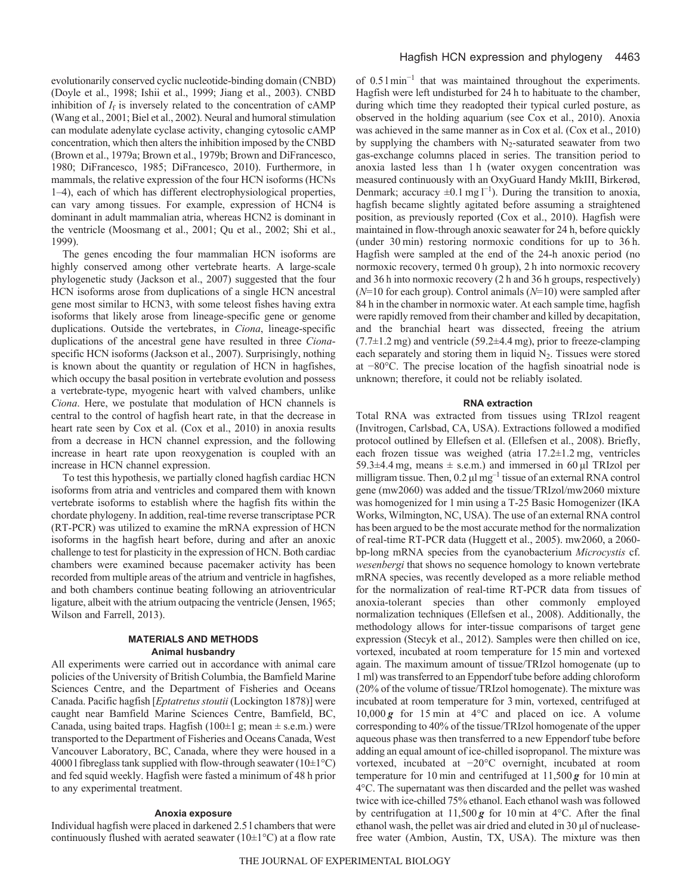evolutionarily conserved cyclic nucleotide-binding domain (CNBD) (Doyle et al., 1998; Ishii et al., 1999; Jiang et al., 2003). CNBD inhibition of $I_f$ is inversely related to the concentration of cAMP (Wang et al., 2001; Biel et al., 2002). Neural and humoral stimulation can modulate adenylate cyclase activity, changing cytosolic cAMP concentration, which then alters the inhibition imposed by the CNBD (Brown et al., 1979a; Brown et al., 1979b; Brown and DiFrancesco, 1980; DiFrancesco, 1985; DiFrancesco, 2010). Furthermore, in mammals, the relative expression of the four HCN isoforms (HCNs 1–4), each of which has different electrophysiological properties, can vary among tissues. For example, expression of HCN4 is dominant in adult mammalian atria, whereas HCN2 is dominant in the ventricle (Moosmang et al., 2001; Qu et al., 2002; Shi et al., 1999).

The genes encoding the four mammalian HCN isoforms are highly conserved among other vertebrate hearts. A large-scale phylogenetic study (Jackson et al., 2007) suggested that the four HCN isoforms arose from duplications of a single HCN ancestral gene most similar to HCN3, with some teleost fishes having extra isoforms that likely arose from lineage-specific gene or genome duplications. Outside the vertebrates, in *Ciona*, lineage-specific duplications of the ancestral gene have resulted in three *Ciona*-specific HCN isoforms (Jackson et al., 2007). Surprisingly, nothing is known about the quantity or regulation of HCN in hagfishes, which occupy the basal position in vertebrate evolution and possess a vertebrate-type, myogenic heart with valved chambers, unlike *Ciona*. Here, we postulate that modulation of HCN channels is central to the control of hagfish heart rate, in that the decrease in heart rate seen by Cox et al. (Cox et al., 2010) in anoxia results from a decrease in HCN channel expression, and the following increase in heart rate upon reoxygenation is coupled with an increase in HCN channel expression.

To test this hypothesis, we partially cloned hagfish cardiac HCN isoforms from atria and ventricles and compared them with known vertebrate isoforms to establish where the hagfish fits within the chordate phylogeny. In addition, real-time reverse transcriptase PCR (RT-PCR) was utilized to examine the mRNA expression of HCN isoforms in the hagfish heart before, during and after an anoxic challenge to test for plasticity in the expression of HCN. Both cardiac chambers were examined because pacemaker activity has been recorded from multiple areas of the atrium and ventricle in hagfishes, and both chambers continue beating following an atrioventricular ligature, albeit with the atrium outpacing the ventricle (Jensen, 1965; Wilson and Farrell, 2013).

## MATERIALS AND METHODS

### Animal husbandry

All experiments were carried out in accordance with animal care policies of the University of British Columbia, the Bamfield Marine Sciences Centre, and the Department of Fisheries and Oceans Canada. Pacific hagfish [*Eptatretus stoutii* (Lockington 1878)] were caught near Bamfield Marine Sciences Centre, Bamfield, BC, Canada, using baited traps. Hagfish (100±1 g; mean ± s.e.m.) were transported to the Department of Fisheries and Oceans Canada, West Vancouver Laboratory, BC, Canada, where they were housed in a 4000 l fibreglass tank supplied with flow-through seawater (10±1°C) and fed squid weekly. Hagfish were fasted a minimum of 48 h prior to any experimental treatment.

### Anoxia exposure

Individual hagfish were placed in darkened 2.5 l chambers that were continuously flushed with aerated seawater (10±1°C) at a flow rate of 0.5 l $\text{min}^{-1}$ that was maintained throughout the experiments. Hagfish were left undisturbed for 24 h to habituate to the chamber, during which time they readopted their typical curled posture, as observed in the holding aquarium (see Cox et al., 2010). Anoxia was achieved in the same manner as in Cox et al. (Cox et al., 2010) by supplying the chambers with $N_2$-saturated seawater from two gas-exchange columns placed in series. The transition period to anoxia lasted less than 1 h (water oxygen concentration was measured continuously with an OxyGuard Handy MkIII, Birkerød, Denmark; accuracy ±0.1 mg $\text{l}^{-1}$). During the transition to anoxia, hagfish became slightly agitated before assuming a straightened position, as previously reported (Cox et al., 2010). Hagfish were maintained in flow-through anoxic seawater for 24 h, before quickly (under 30 min) restoring normoxic conditions for up to 36 h. Hagfish were sampled at the end of the 24-h anoxic period (no normoxic recovery, termed 0 h group), 2 h into normoxic recovery and 36 h into normoxic recovery (2 h and 36 h groups, respectively) ($N$=10 for each group). Control animals ($N$=10) were sampled after 84 h in the chamber in normoxic water. At each sample time, hagfish were rapidly removed from their chamber and killed by decapitation, and the branchial heart was dissected, freeing the atrium (7.7±1.2 mg) and ventricle (59.2±4.4 mg), prior to freeze-clamping each separately and storing them in liquid $N_2$. Tissues were stored at −80°C. The precise location of the hagfish sinoatrial node is unknown; therefore, it could not be reliably isolated.

### RNA extraction

Total RNA was extracted from tissues using TRIzol reagent (Invitrogen, Carlsbad, CA, USA). Extractions followed a modified protocol outlined by Ellefsen et al. (Ellefsen et al., 2008). Briefly, each frozen tissue was weighed (atria 17.2±1.2 mg, ventricles 59.3±4.4 mg, means ± s.e.m.) and immersed in 60 μl TRIzol per milligram tissue. Then, 0.2 μl $\text{mg}^{-1}$ tissue of an external RNA control gene (mw2060) was added and the tissue/TRIzol/mw2060 mixture was homogenized for 1 min using a T-25 Basic Homogenizer (IKA Works, Wilmington, NC, USA). The use of an external RNA control has been argued to be the most accurate method for the normalization of real-time RT-PCR data (Huggett et al., 2005). mw2060, a 2060-bp-long mRNA species from the cyanobacterium *Microcystis* cf. *wesenbergi* that shows no sequence homology to known vertebrate mRNA species, was recently developed as a more reliable method for the normalization of real-time RT-PCR data from tissues of anoxia-tolerant species than other commonly employed normalization techniques (Ellefsen et al., 2008). Additionally, the methodology allows for inter-tissue comparisons of target gene expression (Stecyk et al., 2012). Samples were then chilled on ice, vortexed, incubated at room temperature for 15 min and vortexed again. The maximum amount of tissue/TRIzol homogenate (up to 1 ml) was transferred to an Eppendorf tube before adding chloroform (20% of the volume of tissue/TRIzol homogenate). The mixture was incubated at room temperature for 3 min, vortexed, centrifuged at 10,000 ***g*** for 15 min at 4°C and placed on ice. A volume corresponding to 40% of the tissue/TRIzol homogenate of the upper aqueous phase was then transferred to a new Eppendorf tube before adding an equal amount of ice-chilled isopropanol. The mixture was vortexed, incubated at −20°C overnight, incubated at room temperature for 10 min and centrifuged at 11,500 ***g*** for 10 min at 4°C. The supernatant was then discarded and the pellet was washed twice with ice-chilled 75% ethanol. Each ethanol wash was followed by centrifugation at 11,500 ***g*** for 10 min at 4°C. After the final ethanol wash, the pellet was air dried and eluted in 30 μl of nuclease-free water (Ambion, Austin, TX, USA). The mixture was then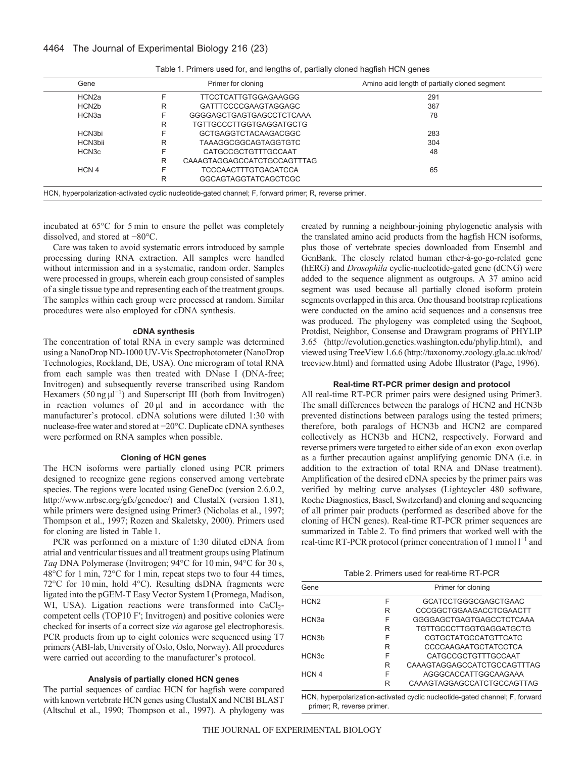Table 1. Primers used for, and lengths of, partially cloned hagfish HCN genes

| Gene | | Primer for cloning | Amino acid length of partially cloned segment |
|---|---|---|---|
| HCN2a | F | TTCCTCATTGTGGAGAAGGG | 291 |
| HCN2b | R | GATTTCCCCGAAGTAGGAGC | 367 |
| HCN3a | F | GGGGAGCTGAGTGAGCCTCTCAAA | 78 |
| | R | TGTTGCCCTTGGTGAGGATGCTG | |
| HCN3bi | F | GCTGAGGTCTACAAGACGGC | 283 |
| HCN3bii | R | TAAAGGCGGCAGTAGGTGTC | 304 |
| HCN3c | F | CATGCCGCTGTTTGCCAAT | 48 |
| | R | CAAAGTAGGAGCCATCTGCCAGTTTAG | |
| HCN 4 | F | TCCCAACTTTGTGACATCCA | 65 |
| | R | GGCAGTAGGTATCAGCTCGC | |

HCN, hyperpolarization-activated cyclic nucleotide-gated channel; F, forward primer; R, reverse primer.

incubated at 65°C for 5 min to ensure the pellet was completely dissolved, and stored at −80°C.

Care was taken to avoid systematic errors introduced by sample processing during RNA extraction. All samples were handled without intermission and in a systematic, random order. Samples were processed in groups, wherein each group consisted of samples of a single tissue type and representing each of the treatment groups. The samples within each group were processed at random. Similar procedures were also employed for cDNA synthesis.

### cDNA synthesis

The concentration of total RNA in every sample was determined using a NanoDrop ND-1000 UV-Vis Spectrophotometer (NanoDrop Technologies, Rockland, DE, USA). One microgram of total RNA from each sample was then treated with DNase I (DNA-free; Invitrogen) and subsequently reverse transcribed using Random Hexamers (50 ng $\mu l^{-1}$) and Superscript III (both from Invitrogen) in reaction volumes of 20 μl and in accordance with the manufacturer's protocol. cDNA solutions were diluted 1:30 with nuclease-free water and stored at −20°C. Duplicate cDNA syntheses were performed on RNA samples when possible.

### Cloning of HCN genes

The HCN isoforms were partially cloned using PCR primers designed to recognize gene regions conserved among vertebrate species. The regions were located using GeneDoc (version 2.6.0.2, http://www.nrbsc.org/gfx/genedoc/) and ClustalX (version 1.81), while primers were designed using Primer3 (Nicholas et al., 1997; Thompson et al., 1997; Rozen and Skaletsky, 2000). Primers used for cloning are listed in Table 1.

PCR was performed on a mixture of 1:30 diluted cDNA from atrial and ventricular tissues and all treatment groups using Platinum *Taq* DNA Polymerase (Invitrogen; 94°C for 10 min, 94°C for 30 s, 48°C for 1 min, 72°C for 1 min, repeat steps two to four 44 times, 72°C for 10 min, hold 4°C). Resulting dsDNA fragments were ligated into the pGEM-T Easy Vector System I (Promega, Madison, WI, USA). Ligation reactions were transformed into $CaCl_2$-competent cells (TOP10 F′; Invitrogen) and positive colonies were checked for inserts of a correct size *via* agarose gel electrophoresis. PCR products from up to eight colonies were sequenced using T7 primers (ABI-lab, University of Oslo, Oslo, Norway). All procedures were carried out according to the manufacturer's protocol.

### Analysis of partially cloned HCN genes

The partial sequences of cardiac HCN for hagfish were compared with known vertebrate HCN genes using ClustalX and NCBI BLAST (Altschul et al., 1990; Thompson et al., 1997). A phylogeny was created by running a neighbour-joining phylogenetic analysis with the translated amino acid products from the hagfish HCN isoforms, plus those of vertebrate species downloaded from Ensembl and GenBank. The closely related human ether-à-go-go-related gene (hERG) and *Drosophila* cyclic-nucleotide-gated gene (dCNG) were added to the sequence alignment as outgroups. A 37 amino acid segment was used because all partially cloned isoform protein segments overlapped in this area. One thousand bootstrap replications were conducted on the amino acid sequences and a consensus tree was produced. The phylogeny was completed using the Seqboot, Protdist, Neighbor, Consense and Drawgram programs of PHYLIP 3.65 (http://evolution.genetics.washington.edu/phylip.html), and viewed using TreeView 1.6.6 (http://taxonomy.zoology.gla.ac.uk/rod/treeview.html) and formatted using Adobe Illustrator (Page, 1996).

### Real-time RT-PCR primer design and protocol

All real-time RT-PCR primer pairs were designed using Primer3. The small differences between the paralogs of HCN2 and HCN3b prevented distinctions between paralogs using the tested primers; therefore, both paralogs of HCN3b and HCN2 are compared collectively as HCN3b and HCN2, respectively. Forward and reverse primers were targeted to either side of an exon–exon overlap as a further precaution against amplifying genomic DNA (i.e. in addition to the extraction of total RNA and DNase treatment). Amplification of the desired cDNA species by the primer pairs was verified by melting curve analyses (Lightcycler 480 software, Roche Diagnostics, Basel, Switzerland) and cloning and sequencing of all primer pair products (performed as described above for the cloning of HCN genes). Real-time RT-PCR primer sequences are summarized in Table 2. To find primers that worked well with the real-time RT-PCR protocol (primer concentration of 1 mmol $l^{-1}$ and

Table 2. Primers used for real-time RT-PCR

| Gene | | Primer for cloning |
|---|---|---|
| HCN2 | F | GCATCCTGGGCGAGCTGAAC |
| | R | CCCGGCTGGAAGACCTCGAACTT |
| HCN3a | F | GGGGAGCTGAGTGAGCCTCTCAAA |
| | R | TGTTGCCCTTGGTGAGGATGCTG |
| HCN3b | F | CGTGCTATGCCATGTTCATC |
| | R | CCCCAAGAATGCTATCCTCA |
| HCN3c | F | CATGCCGCTGTTTGCCAAT |
| | R | CAAAGTAGGAGCCATCTGCCAGTTTAG |
| HCN 4 | F | AGGGCACCATTGGCAAGAAA |
| | R | CAAAGTAGGAGCCATCTGCCAGTTAG |

HCN, hyperpolarization-activated cyclic nucleotide-gated channel; F, forward primer; R, reverse primer.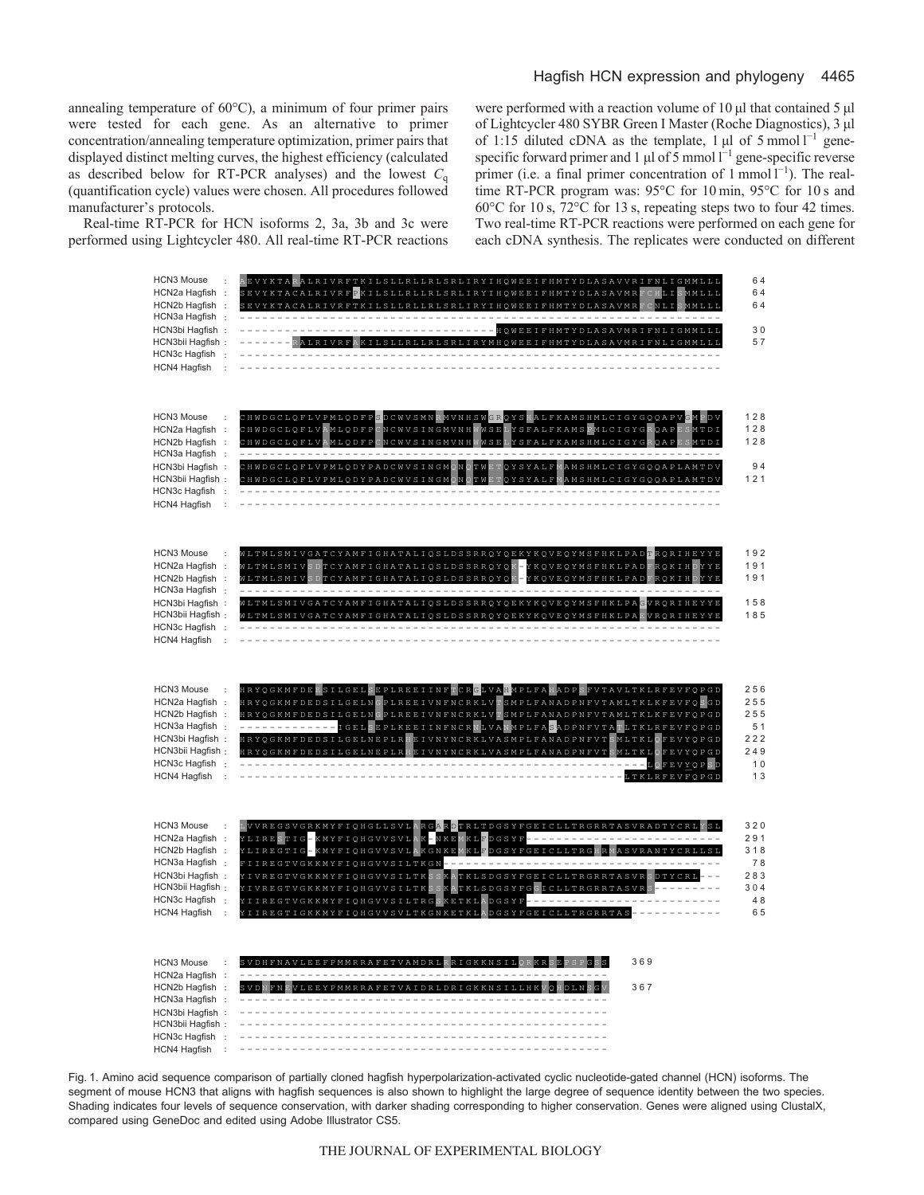annealing temperature of 60°C), a minimum of four primer pairs were tested for each gene. As an alternative to primer concentration/annealing temperature optimization, primer pairs that displayed distinct melting curves, the highest efficiency (calculated as described below for RT-PCR analyses) and the lowest $C_q$ (quantification cycle) values were chosen. All procedures followed manufacturer's protocols.

Real-time RT-PCR for HCN isoforms 2, 3a, 3b and 3c were performed using Lightcycler 480. All real-time RT-PCR reactions were performed with a reaction volume of 10 μl that contained 5 μl of Lightcycler 480 SYBR Green I Master (Roche Diagnostics), 3 μl of 1:15 diluted cDNA as the template, 1 μl of 5 mmol $l^{-1}$ gene-specific forward primer and 1 μl of 5 mmol $l^{-1}$ gene-specific reverse primer (i.e. a final primer concentration of 1 mmol $l^{-1}$). The real-time RT-PCR program was: 95°C for 10 min, 95°C for 10 s and 60°C for 10 s, 72°C for 13 s, repeating steps two to four 42 times. Two real-time RT-PCR reactions were performed on each gene for each cDNA synthesis. The replicates were conducted on different

```
HCN3 Mouse      : AEVYKTARALRIVRFTKILSLLRLLRLSRLIRYIHQWEEIFHMTYDLASAVVRIFNLIGMMLLL   64
HCN2a Hagfish   : SEVYKTACALRIVRFSKILSLLRLLRLSRLIRYIHQWEEIFHMTYDLASAVMRFCNLISMMLLL   64
HCN2b Hagfish   : SEVYKTACALRIVRFTKILSLLRLLRLSRLIRYIHQWEEIFHMTYDLASAVMRFCNLISMMLLL   64
HCN3a Hagfish   : ----------------------------------------------------------------
HCN3bi Hagfish  : ----------------------------------HQWEEIFHMTYDLASAVMRIFNLIGMMLLL   30
HCN3bii Hagfish : -------RALRIVRFAKILSLLRLLRLSRLIRYMHQWEEIFHMTYDLASAVMRIFNLIGMMLLL   57
HCN3c Hagfish   : ----------------------------------------------------------------
HCN4 Hagfish    : ----------------------------------------------------------------

HCN3 Mouse      : CHWDGCLQFLVPMLQDFPSDCWVSMNRMVNHSWGRQYSHALFKAMSHMLCIGYGQQAPVGMPDV  128
HCN2a Hagfish   : CHWDGCLQFLVAMLQDFPCNCWVSINGMVNHWWSELYSFALFKAMSEMLCIGYGRQAPESMTDI  128
HCN2b Hagfish   : CHWDGCLQFLVAMLQDFPCNCWVSINGMVNHWWSELYSFALFKAMSHMLCIGYGRQAPESMTDI  128
HCN3a Hagfish   : ----------------------------------------------------------------
HCN3bi Hagfish  : CHWDGCLQFLVPMLQDYPADCWVSINGMQNQTWETQYSYALFMAMSHMLCIGYGQQAPLAMTDV   94
HCN3bii Hagfish : CHWDGCLQFLVPMLQDYPADCWVSINGMQNQTWETQYSYALFMAMSHMLCIGYGQQAPLAMTDV  121
HCN3c Hagfish   : ----------------------------------------------------------------
HCN4 Hagfish    : ----------------------------------------------------------------

HCN3 Mouse      : WLTMLSMIVGATCYAMFIGHATALIQSLDSSRRQYQEKYKQVEQYMSFHKLPADTRQRIHEYYE  192
HCN2a Hagfish   : WLTMLSMIVSDTCYAMFIGHATALIQSLDSSRRQYQK-YKQVEQYMSFHKLPADFRQKIHDYYE  191
HCN2b Hagfish   : WLTMLSMIVSDTCYAMFIGHATALIQSLDSSRRQYQK-YKQVEQYMSFHKLPADFRQKIHDYYE  191
HCN3a Hagfish   : ----------------------------------------------------------------
HCN3bi Hagfish  : WLTMLSMIVGATCYAMFIGHATALIQSLDSSRRQYQEKYKQVEQYMSFHKLPAGVRQRIHEYYE  158
HCN3bii Hagfish : WLTMLSMIVGATCYAMFIGHATALIQSLDSSRRQYQEKYKQVEQYMSFHKLPAEVRQRIHEYYE  185
HCN3c Hagfish   : ----------------------------------------------------------------
HCN4 Hagfish    : ----------------------------------------------------------------

HCN3 Mouse      : HRYQGKMFDEESILGELSEPLREEIINFTCRGLVAHMPLFAHADPSFVTAVLTKLRFEVFQPGD  256
HCN2a Hagfish   : HRYQGKMFDEDSILGELNGPLREEIVNFNCRKLVTSMPLFANADPNFVTAMLTKLKFEVFQSGD  255
HCN2b Hagfish   : HRYQGKMFDEDSILGELNGPLREEIVNFNCRKLVTSMPLFANADPNFVTAMLTKLKFEVFQPGD  255
HCN3a Hagfish   : ------------IGELSEPLKEEIINFNCRNLVANMPLFASADPNFVTATLTKLRFEVFQPGD   51
HCN3bi Hagfish  : HRYQGKMFDEDSILGELNEPLRHEIVNYNCRKLVASMPLFANADPNFVTSMLTKLQFEVYQPGD  222
HCN3bii Hagfish : HRYQGKMFDEDSILGELNEPLRHEIVNYNCRKLVASMPLFANADPNFVTSMLTKLQFEVYQPGD  249
HCN3c Hagfish   : -----------------------------------------------------LQFEVYQPSD   10
HCN4 Hagfish    : ---------------------------------------------------LTKLRFEVFQPGD   13

HCN3 Mouse      : LVVREGSVGRKMYFIQHGLLSVLARGARDTRLTDGSYFGEICLLTRGRRTASVRADTYCRLYSL  320
HCN2a Hagfish   : YLIRESTIG-KMYFIQHGVVSVLAK-NKEMKLFDGSYF--------------------------  291
HCN2b Hagfish   : YLIREGTIG-KMYFIQHGVVSVLAKGNKEMKLFDGSYFGEICLLTRGHRMASVRANTYCRLLSL  318
HCN3a Hagfish   : FIIREGTVGKKMYFIQHGVVSILTKGN-------------------------------------   78
HCN3bi Hagfish  : YIVREGTVGKKMYFIQHGVVSILTKSSKATKLSDGSYFGEICLLTRGRRTASVRSDTYCRL---  283
HCN3bii Hagfish : YIVREGTVGKKMYFIQHGVVSILTKSSKATKLSDGSYFGGICLLTRGRRTASVRS---------  304
HCN3c Hagfish   : YIIREGTVGKKMYFIQHGVVSILTRGSKETKLADGSYF--------------------------   48
HCN4 Hagfish    : YIIREGTIGKKMYFIQHGVVSVLTKGNKETKLADGSYFGEICLLTRGRRTAS------------   65

HCN3 Mouse      : SVDHFNAVLEEFPMMRRAFETVAMDRLRRIGKKNSILQRKRSEPSPGSS  369
HCN2a Hagfish   : -------------------------------------------------
HCN2b Hagfish   : SVDNFNEVLEEYPMMRRAFETVAIDRLDRIGKKNSILLHKVQHDLNSGV  367
HCN3a Hagfish   : -------------------------------------------------
HCN3bi Hagfish  : -------------------------------------------------
HCN3bii Hagfish : -------------------------------------------------
HCN3c Hagfish   : -------------------------------------------------
HCN4 Hagfish    : -------------------------------------------------
```

Fig. 1. Amino acid sequence comparison of partially cloned hagfish hyperpolarization-activated cyclic nucleotide-gated channel (HCN) isoforms. The segment of mouse HCN3 that aligns with hagfish sequences is also shown to highlight the large degree of sequence identity between the two species. Shading indicates four levels of sequence conservation, with darker shading corresponding to higher conservation. Genes were aligned using ClustalX, compared using GeneDoc and edited using Adobe Illustrator CS5.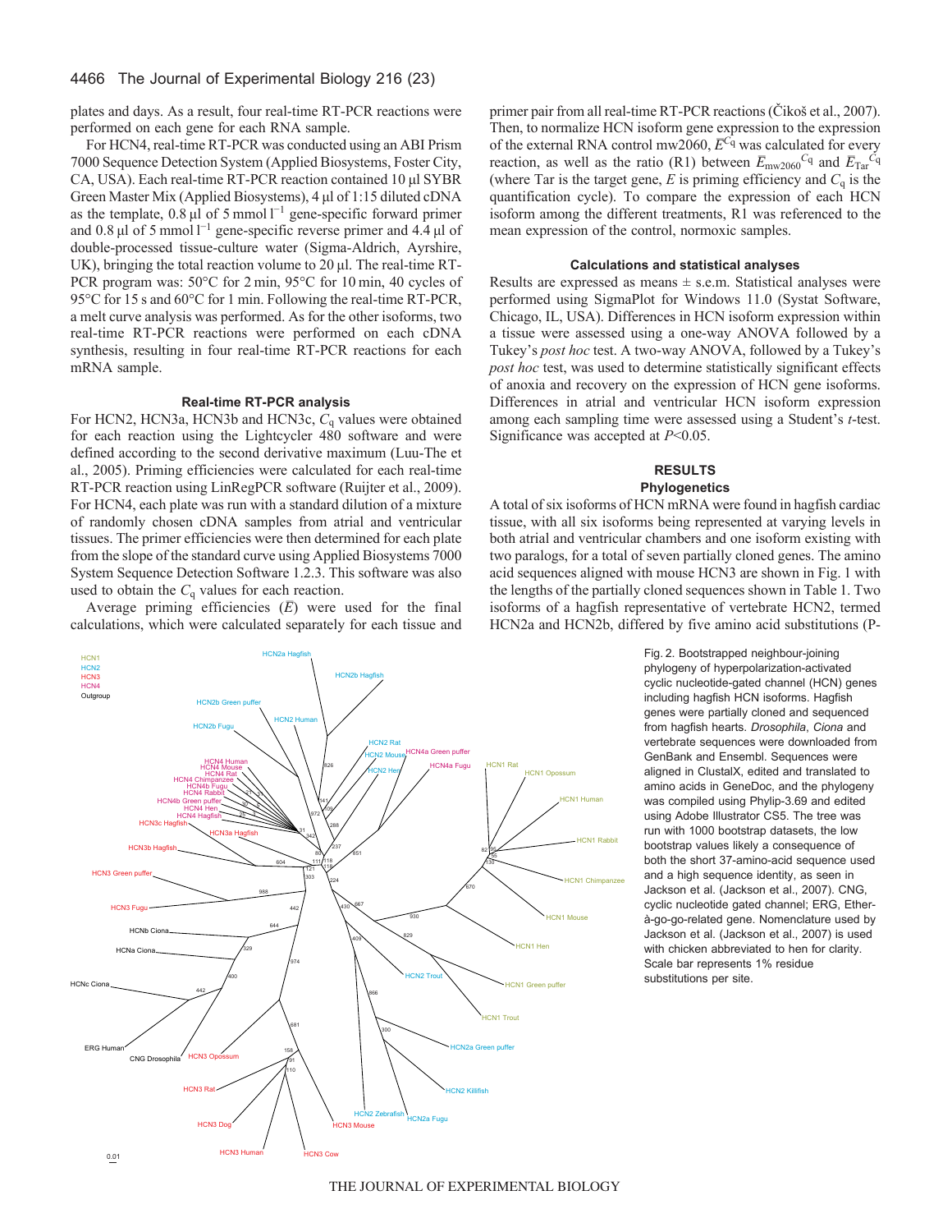plates and days. As a result, four real-time RT-PCR reactions were performed on each gene for each RNA sample.

For HCN4, real-time RT-PCR was conducted using an ABI Prism 7000 Sequence Detection System (Applied Biosystems, Foster City, CA, USA). Each real-time RT-PCR reaction contained 10 µl SYBR Green Master Mix (Applied Biosystems), 4 µl of 1:15 diluted cDNA as the template, 0.8 µl of 5 mmol $l^{-1}$ gene-specific forward primer and 0.8 µl of 5 mmol $l^{-1}$ gene-specific reverse primer and 4.4 µl of double-processed tissue-culture water (Sigma-Aldrich, Ayrshire, UK), bringing the total reaction volume to 20 µl. The real-time RT-PCR program was: 50°C for 2 min, 95°C for 10 min, 40 cycles of 95°C for 15 s and 60°C for 1 min. Following the real-time RT-PCR, a melt curve analysis was performed. As for the other isoforms, two real-time RT-PCR reactions were performed on each cDNA synthesis, resulting in four real-time RT-PCR reactions for each mRNA sample.

### Real-time RT-PCR analysis

For HCN2, HCN3a, HCN3b and HCN3c, $C_q$ values were obtained for each reaction using the Lightcycler 480 software and were defined according to the second derivative maximum (Luu-The et al., 2005). Priming efficiencies were calculated for each real-time RT-PCR reaction using LinRegPCR software (Ruijter et al., 2009). For HCN4, each plate was run with a standard dilution of a mixture of randomly chosen cDNA samples from atrial and ventricular tissues. The primer efficiencies were then determined for each plate from the slope of the standard curve using Applied Biosystems 7000 System Sequence Detection Software 1.2.3. This software was also used to obtain the $C_q$ values for each reaction.

Average priming efficiencies ($\bar{E}$) were used for the final calculations, which were calculated separately for each tissue and primer pair from all real-time RT-PCR reactions (Čikoš et al., 2007). Then, to normalize HCN isoform gene expression to the expression of the external RNA control mw2060, $\bar{E}^{C_q}$ was calculated for every reaction, as well as the ratio (R1) between $\bar{E}_{mw2060}{}^{C_q}$ and $\bar{E}_{Tar}{}^{C_q}$ (where Tar is the target gene, $E$ is priming efficiency and $C_q$ is the quantification cycle). To compare the expression of each HCN isoform among the different treatments, R1 was referenced to the mean expression of the control, normoxic samples.

### Calculations and statistical analyses

Results are expressed as means ± s.e.m. Statistical analyses were performed using SigmaPlot for Windows 11.0 (Systat Software, Chicago, IL, USA). Differences in HCN isoform expression within a tissue were assessed using a one-way ANOVA followed by a Tukey's *post hoc* test. A two-way ANOVA, followed by a Tukey's *post hoc* test, was used to determine statistically significant effects of anoxia and recovery on the expression of HCN gene isoforms. Differences in atrial and ventricular HCN isoform expression among each sampling time were assessed using a Student's *t*-test. Significance was accepted at $P<0.05$.

## RESULTS

### Phylogenetics

A total of six isoforms of HCN mRNA were found in hagfish cardiac tissue, with all six isoforms being represented at varying levels in both atrial and ventricular chambers and one isoform existing with two paralogs, for a total of seven partially cloned genes. The amino acid sequences aligned with mouse HCN3 are shown in Fig. 1 with the lengths of the partially cloned sequences shown in Table 1. Two isoforms of a hagfish representative of vertebrate HCN2, termed HCN2a and HCN2b, differed by five amino acid substitutions (P-

Fig. 2. Bootstrapped neighbour-joining phylogeny of hyperpolarization-activated cyclic nucleotide-gated channel (HCN) genes including hagfish HCN isoforms. Hagfish genes were partially cloned and sequenced from hagfish hearts. *Drosophila*, *Ciona* and vertebrate sequences were downloaded from GenBank and Ensembl. Sequences were aligned in ClustalX, edited and translated to amino acids in GeneDoc, and the phylogeny was compiled using Phylip-3.69 and edited using Adobe Illustrator CS5. The tree was run with 1000 bootstrap datasets, the low bootstrap values likely a consequence of both the short 37-amino-acid sequence used and a high sequence identity, as seen in Jackson et al. (Jackson et al., 2007). CNG, cyclic nucleotide gated channel; ERG, Ether-à-go-go-related gene. Nomenclature used by Jackson et al. (Jackson et al., 2007) is used with chicken abbreviated to hen for clarity. Scale bar represents 1% residue substitutions per site.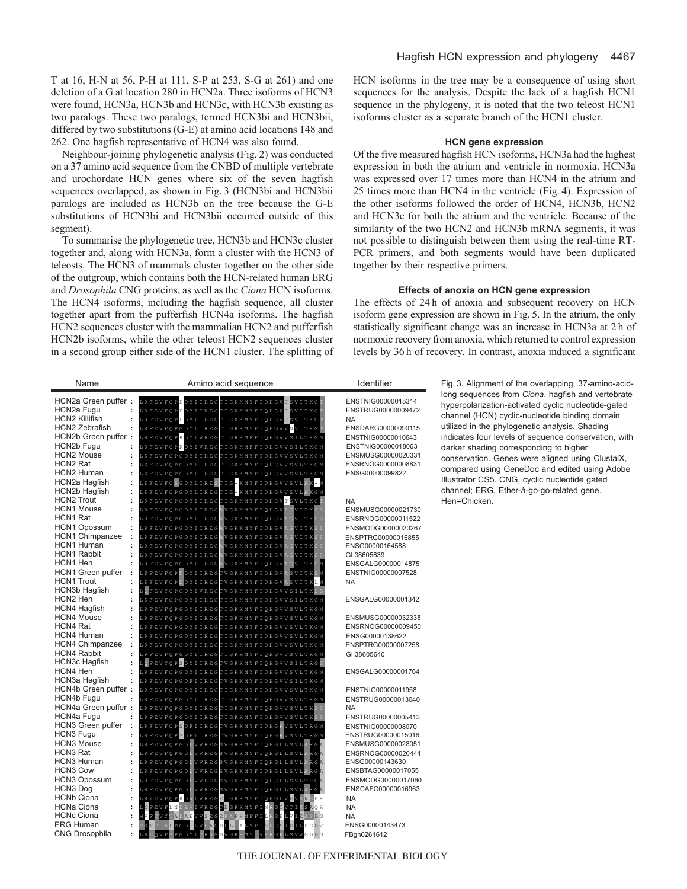T at 16, H-N at 56, P-H at 111, S-P at 253, S-G at 261) and one deletion of a G at location 280 in HCN2a. Three isoforms of HCN3 were found, HCN3a, HCN3b and HCN3c, with HCN3b existing as two paralogs. These two paralogs, termed HCN3bi and HCN3bii, differed by two substitutions (G-E) at amino acid locations 148 and 262. One hagfish representative of HCN4 was also found.

Neighbour-joining phylogenetic analysis (Fig. 2) was conducted on a 37 amino acid sequence from the CNBD of multiple vertebrate and urochordate HCN genes where six of the seven hagfish sequences overlapped, as shown in Fig. 3 (HCN3bi and HCN3bii paralogs are included as HCN3b on the tree because the G-E substitutions of HCN3bi and HCN3bii occurred outside of this segment).

To summarise the phylogenetic tree, HCN3b and HCN3c cluster together and, along with HCN3a, form a cluster with the HCN3 of teleosts. The HCN3 of mammals cluster together on the other side of the outgroup, which contains both the HCN-related human ERG and *Drosophila* CNG proteins, as well as the *Ciona* HCN isoforms. The HCN4 isoforms, including the hagfish sequence, all cluster together apart from the pufferfish HCN4a isoforms. The hagfish HCN2 sequences cluster with the mammalian HCN2 and pufferfish HCN2b isoforms, while the other teleost HCN2 sequences cluster in a second group either side of the HCN1 cluster. The splitting of HCN isoforms in the tree may be a consequence of using short sequences for the analysis. Despite the lack of a hagfish HCN1 sequence in the phylogeny, it is noted that the two teleost HCN1 isoforms cluster as a separate branch of the HCN1 cluster.

### HCN gene expression

Of the five measured hagfish HCN isoforms, HCN3a had the highest expression in both the atrium and ventricle in normoxia. HCN3a was expressed over 17 times more than HCN4 in the atrium and 25 times more than HCN4 in the ventricle (Fig. 4). Expression of the other isoforms followed the order of HCN4, HCN3b, HCN2 and HCN3c for both the atrium and the ventricle. Because of the similarity of the two HCN2 and HCN3b mRNA segments, it was not possible to distinguish between them using the real-time RT-PCR primers, and both segments would have been duplicated together by their respective primers.

### Effects of anoxia on HCN gene expression

The effects of 24 h of anoxia and subsequent recovery on HCN isoform gene expression are shown in Fig. 5. In the atrium, the only statistically significant change was an increase in HCN3a at 2 h of normoxic recovery from anoxia, which returned to control expression levels by 36 h of recovery. In contrast, anoxia induced a significant

| Name | | Amino acid sequence | Identifier |
|---|---|---|---|
| HCN2a Green puffer | : | LRFEVFQPHDYIIREGTIGKKMYFIQHGVCSVITKGT | ENSTNIG00000015314 |
| HCN2a Fugu | : | LRFEVFQPHDYIIREGTIGKKMYFIQHGVCSVITKGT | ENSTRUG00000009472 |
| HCN2 Killifish | : | LRFEVFQPHDYIIREGTIGKKMYFIQHGVCSVITKGT | NA |
| HCN2 Zebrafish | : | LRFEVFQPGDYIIREGTIGKKMYFIQHGVVNVITKGT | ENSDARG00000090115 |
| HCN2b Green puffer | : | LRFEVFQPKDYIVREGTIGKKMFFIQHGVVSILTKGN | ENSTNIG00000010643 |
| HCN2b Fugu | : | LRFEVFQPKDYIVREGTIGKKMFFIQHGVVSILTKGN | ENSTNIG00000018063 |
| HCN2 Mouse | : | LKFEVFQPGDYIIREGTIGKKMYFIQHGVVSVLTKGN | ENSMUSG00000020331 |
| HCN2 Rat | : | LKFEVFQPGDYIIREGTIGKKMYFIQHGVVSVLTKGN | ENSRNOG00000008831 |
| HCN2 Human | : | LKFEVFQPGDYIIREGTIGKKMYFIQHGVVSVLTKGN | ENSG00000099822 |
| HCN2a Hagfish | : | LKFEVFQPGDYLIREATIG-KMYFIQHGVVSVLAK-N | |
| HCN2b Hagfish | : | LKFEVFQPGDYLIREGTIG-KMYFIQHGVVSVLAKGN | |
| HCN2 Trout | : | LRFEVFQPGDYIIREGTIGKKMYFIQHGVTSVLTKGT | NA |
| HCN1 Mouse | : | LRFEVFQPGDYIIREGAVGKKMYFIQHGVAGVITKSS | ENSMUSG00000021730 |
| HCN1 Rat | : | LRFEVFQPGDYIIREGAVGKKMYFIQHGVAGVITKSS | ENSRNOG00000011522 |
| HCN1 Opossum | : | LRFEVFQPGDYIIREGAVGKKMYFIQHGVAGVITKSS | ENSMODG00000020267 |
| HCN1 Chimpanzee | : | LRFEVFQPGDYIIREGAVGKKMYFIQHGVAGVITKSS | ENSPTRG00000016855 |
| HCN1 Human | : | LRFEVFQPGDYIIREGAVGKKMYFIQHGVAGVITKSS | ENSG00000164588 |
| HCN1 Rabbit | : | LRFEVFQPGDYIIREGAVGKKMYFIQHGVAGVITKSS | GI:38605639 |
| HCN1 Hen | : | LRFEVFQPGDYIIREGAVGKKMYFIQHGVAGVITKSN | ENSGALG00000014875 |
| HCN1 Green puffer | : | LKFEVFQPNDYIIREGTVGKKMYFIQHGVASVITKSN | ENSTNIG00000007528 |
| HCN1 Trout | : | LKFEVFQPNDYIIREGTVGKKMYFIQHGVASVITKLN | NA |
| HCN3b Hagfish | : | LQFEVYQPGDYIVREGTVGKKMYFIQHGVVSILTKSS | |
| HCN2 Hen | : | LKFEVFQPGDYIIREGTIGKKMYFIQHGVVSILTKGN | ENSGALG00000001342 |
| HCN4 Hagfish | : | LRFEVFQPGDYIIREGTIGKKMYFIQHGVVSVLTKGN | |
| HCN4 Mouse | : | LRFEVFQPGDYIIREGTIGKKMYFIQHGVVSVLTKGN | ENSMUSG00000032338 |
| HCN4 Rat | : | LRFEVFQPGDYIIREGTIGKKMYFIQHGVVSVLTKGN | ENSRNOG00000009450 |
| HCN4 Human | : | LRFEVFQPGDYIIREGTIGKKMYFIQHGVVSVLTKGN | ENSG00000138622 |
| HCN4 Chimpanzee | : | LRFEVFQPGDYIIREGTIGKKMYFIQHGVVSVLTKGN | ENSPTRG00000007258 |
| HCN4 Rabbit | : | LRFEVFQPGDYIIREGTIGKKMYFIQHGVVSVLTKGN | GI:38605640 |
| HCN3c Hagfish | : | LQFEVYQPSDYIIREGTVGKKMYFIQHGVVSILTRGS | |
| HCN4 Hen | : | LRFEVFQPGDYIIREGTIGKKMYFIQHGVVSVLTKGN | ENSGALG00000001764 |
| HCN3a Hagfish | : | LRFEVFQPGDFIIREGTVGKKMYFIQHGVVSILTKGN | |
| HCN4b Green puffer | : | LRFEVFQPGDYIIREGTIGKKMYFIQHGVVSVLTKGN | ENSTNIG00000011958 |
| HCN4b Fugu | : | LRFEVFQPGDYIIREGTIGKKMYFIQHGVVSVLTKGN | ENSTRUG00000013040 |
| HCN4a Green puffer | : | LRFEVFQPGDYIIREGTIGKKMYFIQHGVVSVLTKSS | NA |
| HCN4a Fugu | : | LRFEVFQPGDYIIREGTIGKKMYFIQHGVVSVLTKSS | ENSTRUG00000005413 |
| HCN3 Green puffer | : | LRFEVFQPSDFIIREGTVGRKMYFIQHGSVSVLTRGN | ENSTNIG00000008070 |
| HCN3 Fugu | : | LRFEVFQPSDFIIREGTVGRKMYFIQHGSVSVLTRGN | ENSTRUG00000015016 |
| HCN3 Mouse | : | LRFEVFQPGDLVVREGSVGRKMYFIQHGLLSVLARGA | ENSMUSG00000028051 |
| HCN3 Rat | : | LRFEVFQPGDLVVREGSVGRKMYFIQHGLLSVLARGA | ENSRNOG00000020444 |
| HCN3 Human | : | LRFEVFQPGDLVVREGSVGRKMYFIQHGLLSVLARGA | ENSG00000143630 |
| HCN3 Cow | : | LRFEVFQPGDLVVREGSVGRKMYFIQHGLLSVLARGA | ENSBTAG00000017055 |
| HCN3 Opossum | : | LRFEVFQPGDLVVREGSVGRKMYFIQHGLLSVLTRGA | ENSMODG00000017060 |
| HCN3 Dog | : | LRFEVFQPGDLVVREGSVGRKMYFIQHGLLSVLARGA | ENSCAFG00000016963 |
| HCNb Ciona | : | LKYEVFQPKDVIVREGEIGKKMYFIQHGLVSVKNSHR | NA |
| HCNa Ciona | : | LNFEVFLNSEVIVKEGTEGKKMYFINRGTVTIKSAQH | NA |
| HCNc Ciona | : | MVFTVYTAGAEVVSEGEKAFHMFFILRGEVTIEASDG | NA |
| ERG Human | : | EKTTHAPPGDTLVHAGDLLTALYFISRGSIEILRGDV | ENSG00000143473 |
| CNG Drosophila | : | LKLQVFSPGDYICRKGDVGKEMYIVKRGRLSVVSDDG | FBgn0261612 |

Fig. 3. Alignment of the overlapping, 37-amino-acid-long sequences from *Ciona*, hagfish and vertebrate hyperpolarization-activated cyclic nucleotide-gated channel (HCN) cyclic-nucleotide binding domain utilized in the phylogenetic analysis. Shading indicates four levels of sequence conservation, with darker shading corresponding to higher conservation. Genes were aligned using ClustalX, compared using GeneDoc and edited using Adobe Illustrator CS5. CNG, cyclic nucleotide gated channel; ERG, Ether-à-go-go-related gene. Hen=Chicken.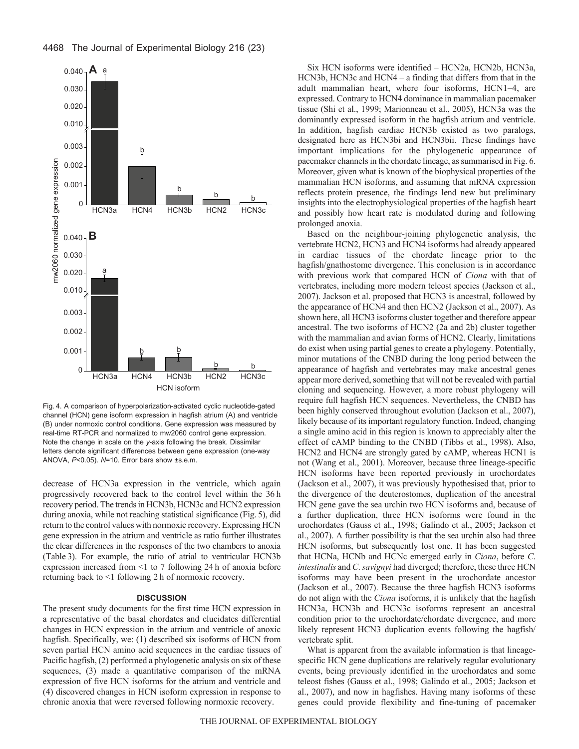Fig. 4. A comparison of hyperpolarization-activated cyclic nucleotide-gated channel (HCN) gene isoform expression in hagfish atrium (A) and ventricle (B) under normoxic control conditions. Gene expression was measured by real-time RT-PCR and normalized to mw2060 control gene expression. Note the change in scale on the *y*-axis following the break. Dissimilar letters denote significant differences between gene expression (one-way ANOVA, $P<0.05$). $N=10$. Error bars show ±s.e.m.

decrease of HCN3a expression in the ventricle, which again progressively recovered back to the control level within the 36 h recovery period. The trends in HCN3b, HCN3c and HCN2 expression during anoxia, while not reaching statistical significance (Fig. 5), did return to the control values with normoxic recovery. Expressing HCN gene expression in the atrium and ventricle as ratio further illustrates the clear differences in the responses of the two chambers to anoxia (Table 3). For example, the ratio of atrial to ventricular HCN3b expression increased from <1 to 7 following 24 h of anoxia before returning back to <1 following 2 h of normoxic recovery.

## DISCUSSION

The present study documents for the first time HCN expression in a representative of the basal chordates and elucidates differential changes in HCN expression in the atrium and ventricle of anoxic hagfish. Specifically, we: (1) described six isoforms of HCN from seven partial HCN amino acid sequences in the cardiac tissues of Pacific hagfish, (2) performed a phylogenetic analysis on six of these sequences, (3) made a quantitative comparison of the mRNA expression of five HCN isoforms for the atrium and ventricle and (4) discovered changes in HCN isoform expression in response to chronic anoxia that were reversed following normoxic recovery.

Six HCN isoforms were identified – HCN2a, HCN2b, HCN3a, HCN3b, HCN3c and HCN4 – a finding that differs from that in the adult mammalian heart, where four isoforms, HCN1–4, are expressed. Contrary to HCN4 dominance in mammalian pacemaker tissue (Shi et al., 1999; Marionneau et al., 2005), HCN3a was the dominantly expressed isoform in the hagfish atrium and ventricle. In addition, hagfish cardiac HCN3b existed as two paralogs, designated here as HCN3bi and HCN3bii. These findings have important implications for the phylogenetic appearance of pacemaker channels in the chordate lineage, as summarised in Fig. 6. Moreover, given what is known of the biophysical properties of the mammalian HCN isoforms, and assuming that mRNA expression reflects protein presence, the findings lend new but preliminary insights into the electrophysiological properties of the hagfish heart and possibly how heart rate is modulated during and following prolonged anoxia.

Based on the neighbour-joining phylogenetic analysis, the vertebrate HCN2, HCN3 and HCN4 isoforms had already appeared in cardiac tissues of the chordate lineage prior to the hagfish/gnathostome divergence. This conclusion is in accordance with previous work that compared HCN of *Ciona* with that of vertebrates, including more modern teleost species (Jackson et al., 2007). Jackson et al. proposed that HCN3 is ancestral, followed by the appearance of HCN4 and then HCN2 (Jackson et al., 2007). As shown here, all HCN3 isoforms cluster together and therefore appear ancestral. The two isoforms of HCN2 (2a and 2b) cluster together with the mammalian and avian forms of HCN2. Clearly, limitations do exist when using partial genes to create a phylogeny. Potentially, minor mutations of the CNBD during the long period between the appearance of hagfish and vertebrates may make ancestral genes appear more derived, something that will not be revealed with partial cloning and sequencing. However, a more robust phylogeny will require full hagfish HCN sequences. Nevertheless, the CNBD has been highly conserved throughout evolution (Jackson et al., 2007), likely because of its important regulatory function. Indeed, changing a single amino acid in this region is known to appreciably alter the effect of cAMP binding to the CNBD (Tibbs et al., 1998). Also, HCN2 and HCN4 are strongly gated by cAMP, whereas HCN1 is not (Wang et al., 2001). Moreover, because three lineage-specific HCN isoforms have been reported previously in urochordates (Jackson et al., 2007), it was previously hypothesised that, prior to the divergence of the deuterostomes, duplication of the ancestral HCN gene gave the sea urchin two HCN isoforms and, because of a further duplication, three HCN isoforms were found in the urochordates (Gauss et al., 1998; Galindo et al., 2005; Jackson et al., 2007). A further possibility is that the sea urchin also had three HCN isoforms, but subsequently lost one. It has been suggested that HCNa, HCNb and HCNc emerged early in *Ciona*, before *C. intestinalis* and *C. savignyi* had diverged; therefore, these three HCN isoforms may have been present in the urochordate ancestor (Jackson et al., 2007). Because the three hagfish HCN3 isoforms do not align with the *Ciona* isoforms, it is unlikely that the hagfish HCN3a, HCN3b and HCN3c isoforms represent an ancestral condition prior to the urochordate/chordate divergence, and more likely represent HCN3 duplication events following the hagfish/vertebrate split.

What is apparent from the available information is that lineage-specific HCN gene duplications are relatively regular evolutionary events, being previously identified in the urochordates and some teleost fishes (Gauss et al., 1998; Galindo et al., 2005; Jackson et al., 2007), and now in hagfishes. Having many isoforms of these genes could provide flexibility and fine-tuning of pacemaker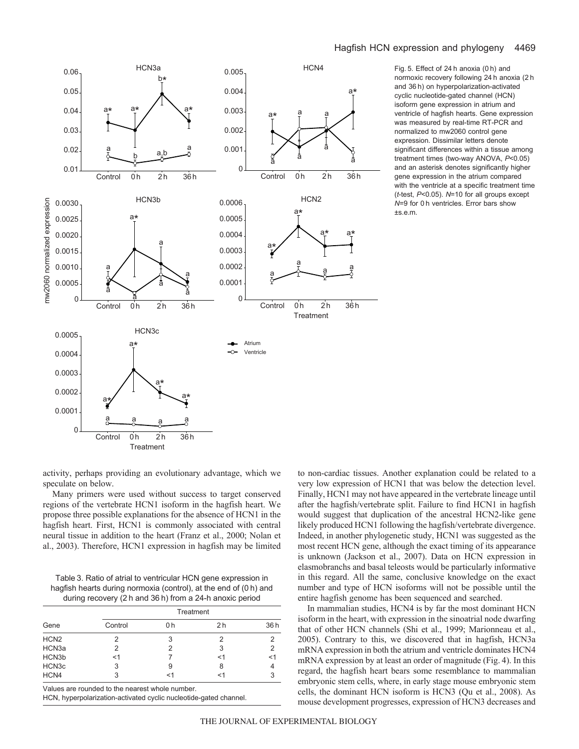Fig. 5. Effect of 24 h anoxia (0 h) and normoxic recovery following 24 h anoxia (2 h and 36 h) on hyperpolarization-activated cyclic nucleotide-gated channel (HCN) isoform gene expression in atrium and ventricle of hagfish hearts. Gene expression was measured by real-time RT-PCR and normalized to mw2060 control gene expression. Dissimilar letters denote significant differences within a tissue among treatment times (two-way ANOVA, $P$<0.05) and an asterisk denotes significantly higher gene expression in the atrium compared with the ventricle at a specific treatment time ($t$-test, $P$<0.05). $N$=10 for all groups except $N$=9 for 0 h ventricles. Error bars show ±s.e.m.

activity, perhaps providing an evolutionary advantage, which we speculate on below.

Many primers were used without success to target conserved regions of the vertebrate HCN1 isoform in the hagfish heart. We propose three possible explanations for the absence of HCN1 in the hagfish heart. First, HCN1 is commonly associated with central neural tissue in addition to the heart (Franz et al., 2000; Nolan et al., 2003). Therefore, HCN1 expression in hagfish may be limited to non-cardiac tissues. Another explanation could be related to a very low expression of HCN1 that was below the detection level. Finally, HCN1 may not have appeared in the vertebrate lineage until after the hagfish/vertebrate split. Failure to find HCN1 in hagfish would suggest that duplication of the ancestral HCN2-like gene likely produced HCN1 following the hagfish/vertebrate divergence. Indeed, in another phylogenetic study, HCN1 was suggested as the most recent HCN gene, although the exact timing of its appearance is unknown (Jackson et al., 2007). Data on HCN expression in elasmobranchs and basal teleosts would be particularly informative in this regard. All the same, conclusive knowledge on the exact number and type of HCN isoforms will not be possible until the entire hagfish genome has been sequenced and searched.

Table 3. Ratio of atrial to ventricular HCN gene expression in hagfish hearts during normoxia (control), at the end of (0 h) and during recovery (2 h and 36 h) from a 24-h anoxic period

| | Treatment | | | |
|---|---|---|---|---|
| Gene | Control | 0 h | 2 h | 36 h |
| HCN2 | 2 | 3 | 2 | 2 |
| HCN3a | 2 | 2 | 3 | 2 |
| HCN3b | <1 | 7 | <1 | <1 |
| HCN3c | 3 | 9 | 8 | 4 |
| HCN4 | 3 | <1 | <1 | 3 |

Values are rounded to the nearest whole number.
HCN, hyperpolarization-activated cyclic nucleotide-gated channel.

In mammalian studies, HCN4 is by far the most dominant HCN isoform in the heart, with expression in the sinoatrial node dwarfing that of other HCN channels (Shi et al., 1999; Marionneau et al., 2005). Contrary to this, we discovered that in hagfish, HCN3a mRNA expression in both the atrium and ventricle dominates HCN4 mRNA expression by at least an order of magnitude (Fig. 4). In this regard, the hagfish heart bears some resemblance to mammalian embryonic stem cells, where, in early stage mouse embryonic stem cells, the dominant HCN isoform is HCN3 (Qu et al., 2008). As mouse development progresses, expression of HCN3 decreases and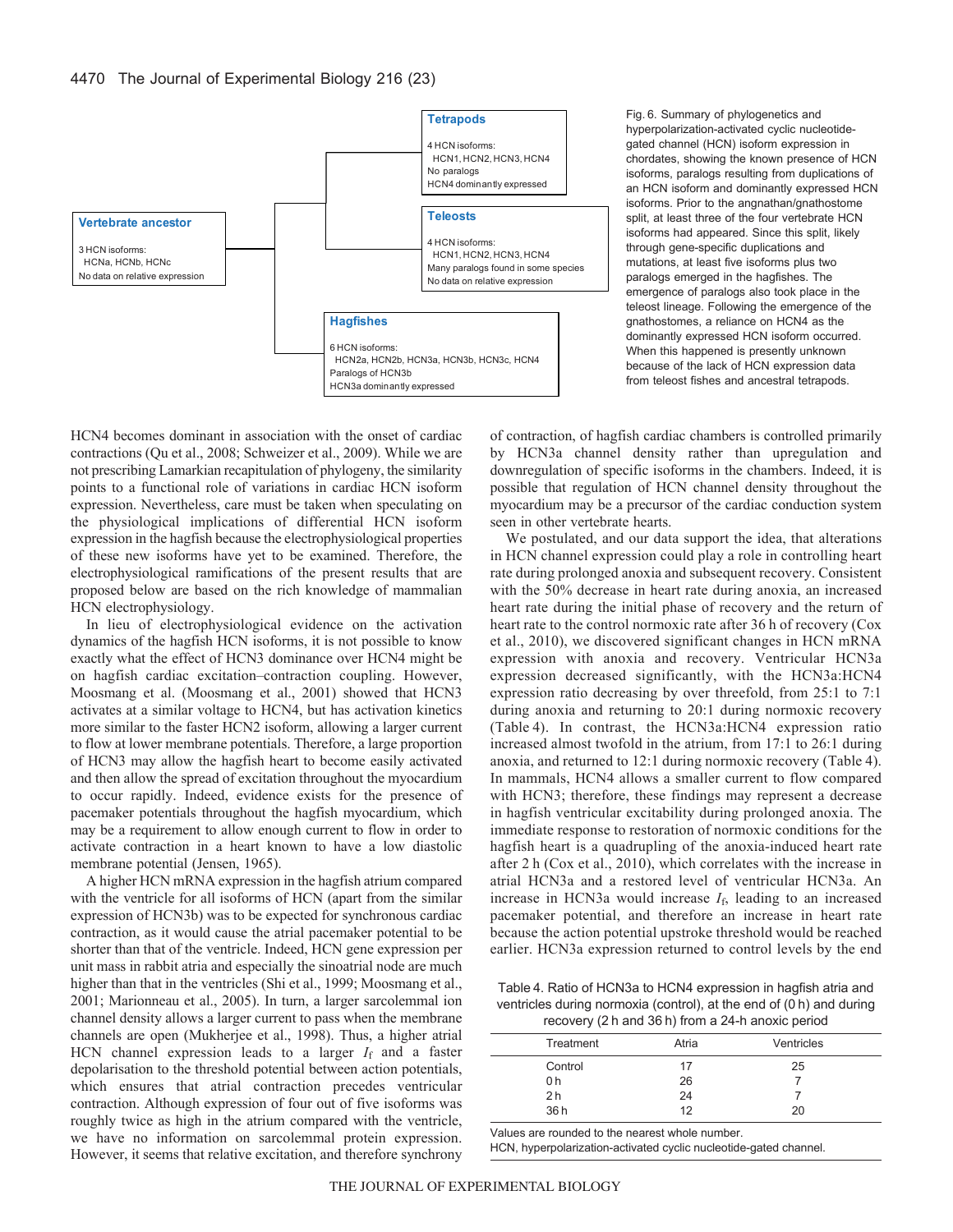**Tetrapods**

4 HCN isoforms:
HCN1, HCN2, HCN3, HCN4
No paralogs
HCN4 dominantly expressed

**Vertebrate ancestor**

3 HCN isoforms:
HCNa, HCNb, HCNc
No data on relative expression

**Teleosts**

4 HCN isoforms:
HCN1, HCN2, HCN3, HCN4
Many paralogs found in some species
No data on relative expression

**Hagfishes**

6 HCN isoforms:
HCN2a, HCN2b, HCN3a, HCN3b, HCN3c, HCN4
Paralogs of HCN3b
HCN3a dominantly expressed

Fig. 6. Summary of phylogenetics and hyperpolarization-activated cyclic nucleotide-gated channel (HCN) isoform expression in chordates, showing the known presence of HCN isoforms, paralogs resulting from duplications of an HCN isoform and dominantly expressed HCN isoforms. Prior to the angnathan/gnathostome split, at least three of the four vertebrate HCN isoforms had appeared. Since this split, likely through gene-specific duplications and mutations, at least five isoforms plus two paralogs emerged in the hagfishes. The emergence of paralogs also took place in the teleost lineage. Following the emergence of the gnathostomes, a reliance on HCN4 as the dominantly expressed HCN isoform occurred. When this happened is presently unknown because of the lack of HCN expression data from teleost fishes and ancestral tetrapods.

HCN4 becomes dominant in association with the onset of cardiac contractions (Qu et al., 2008; Schweizer et al., 2009). While we are not prescribing Lamarkian recapitulation of phylogeny, the similarity points to a functional role of variations in cardiac HCN isoform expression. Nevertheless, care must be taken when speculating on the physiological implications of differential HCN isoform expression in the hagfish because the electrophysiological properties of these new isoforms have yet to be examined. Therefore, the electrophysiological ramifications of the present results that are proposed below are based on the rich knowledge of mammalian HCN electrophysiology.

In lieu of electrophysiological evidence on the activation dynamics of the hagfish HCN isoforms, it is not possible to know exactly what the effect of HCN3 dominance over HCN4 might be on hagfish cardiac excitation–contraction coupling. However, Moosmang et al. (Moosmang et al., 2001) showed that HCN3 activates at a similar voltage to HCN4, but has activation kinetics more similar to the faster HCN2 isoform, allowing a larger current to flow at lower membrane potentials. Therefore, a large proportion of HCN3 may allow the hagfish heart to become easily activated and then allow the spread of excitation throughout the myocardium to occur rapidly. Indeed, evidence exists for the presence of pacemaker potentials throughout the hagfish myocardium, which may be a requirement to allow enough current to flow in order to activate contraction in a heart known to have a low diastolic membrane potential (Jensen, 1965).

A higher HCN mRNA expression in the hagfish atrium compared with the ventricle for all isoforms of HCN (apart from the similar expression of HCN3b) was to be expected for synchronous cardiac contraction, as it would cause the atrial pacemaker potential to be shorter than that of the ventricle. Indeed, HCN gene expression per unit mass in rabbit atria and especially the sinoatrial node are much higher than that in the ventricles (Shi et al., 1999; Moosmang et al., 2001; Marionneau et al., 2005). In turn, a larger sarcolemmal ion channel density allows a larger current to pass when the membrane channels are open (Mukherjee et al., 1998). Thus, a higher atrial HCN channel expression leads to a larger $I_f$ and a faster depolarisation to the threshold potential between action potentials, which ensures that atrial contraction precedes ventricular contraction. Although expression of four out of five isoforms was roughly twice as high in the atrium compared with the ventricle, we have no information on sarcolemmal protein expression. However, it seems that relative excitation, and therefore synchrony of contraction, of hagfish cardiac chambers is controlled primarily by HCN3a channel density rather than upregulation and downregulation of specific isoforms in the chambers. Indeed, it is possible that regulation of HCN channel density throughout the myocardium may be a precursor of the cardiac conduction system seen in other vertebrate hearts.

We postulated, and our data support the idea, that alterations in HCN channel expression could play a role in controlling heart rate during prolonged anoxia and subsequent recovery. Consistent with the 50% decrease in heart rate during anoxia, an increased heart rate during the initial phase of recovery and the return of heart rate to the control normoxic rate after 36 h of recovery (Cox et al., 2010), we discovered significant changes in HCN mRNA expression with anoxia and recovery. Ventricular HCN3a expression decreased significantly, with the HCN3a:HCN4 expression ratio decreasing by over threefold, from 25:1 to 7:1 during anoxia and returning to 20:1 during normoxic recovery (Table 4). In contrast, the HCN3a:HCN4 expression ratio increased almost twofold in the atrium, from 17:1 to 26:1 during anoxia, and returned to 12:1 during normoxic recovery (Table 4). In mammals, HCN4 allows a smaller current to flow compared with HCN3; therefore, these findings may represent a decrease in hagfish ventricular excitability during prolonged anoxia. The immediate response to restoration of normoxic conditions for the hagfish heart is a quadrupling of the anoxia-induced heart rate after 2 h (Cox et al., 2010), which correlates with the increase in atrial HCN3a and a restored level of ventricular HCN3a. An increase in HCN3a would increase $I_f$, leading to an increased pacemaker potential, and therefore an increase in heart rate because the action potential upstroke threshold would be reached earlier. HCN3a expression returned to control levels by the end

Table 4. Ratio of HCN3a to HCN4 expression in hagfish atria and ventricles during normoxia (control), at the end of (0 h) and during recovery (2 h and 36 h) from a 24-h anoxic period

| Treatment | Atria | Ventricles |
|---|---|---|
| Control | 17 | 25 |
| 0 h | 26 | 7 |
| 2 h | 24 | 7 |
| 36 h | 12 | 20 |

Values are rounded to the nearest whole number.
HCN, hyperpolarization-activated cyclic nucleotide-gated channel.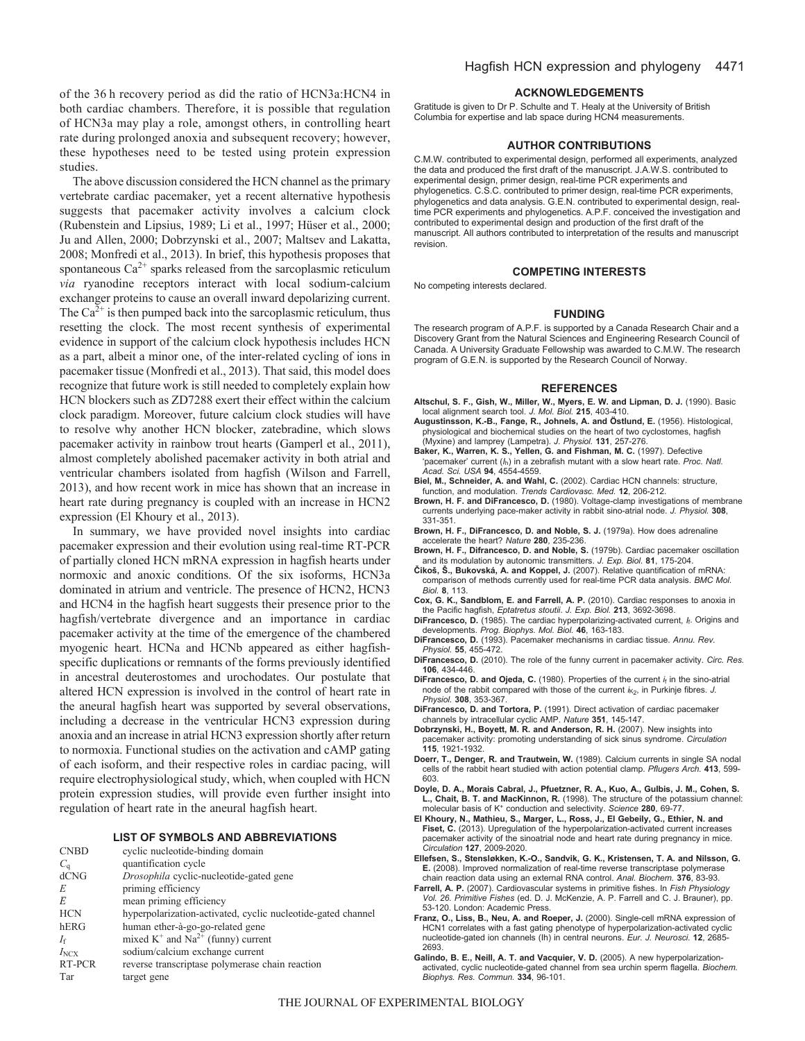of the 36 h recovery period as did the ratio of HCN3a:HCN4 in both cardiac chambers. Therefore, it is possible that regulation of HCN3a may play a role, amongst others, in controlling heart rate during prolonged anoxia and subsequent recovery; however, these hypotheses need to be tested using protein expression studies.

The above discussion considered the HCN channel as the primary vertebrate cardiac pacemaker, yet a recent alternative hypothesis suggests that pacemaker activity involves a calcium clock (Rubenstein and Lipsius, 1989; Li et al., 1997; Hüser et al., 2000; Ju and Allen, 2000; Dobrzynski et al., 2007; Maltsev and Lakatta, 2008; Monfredi et al., 2013). In brief, this hypothesis proposes that spontaneous $Ca^{2+}$ sparks released from the sarcoplasmic reticulum *via* ryanodine receptors interact with local sodium-calcium exchanger proteins to cause an overall inward depolarizing current. The $Ca^{2+}$ is then pumped back into the sarcoplasmic reticulum, thus resetting the clock. The most recent synthesis of experimental evidence in support of the calcium clock hypothesis includes HCN as a part, albeit a minor one, of the inter-related cycling of ions in pacemaker tissue (Monfredi et al., 2013). That said, this model does recognize that future work is still needed to completely explain how HCN blockers such as ZD7288 exert their effect within the calcium clock paradigm. Moreover, future calcium clock studies will have to resolve why another HCN blocker, zatebradine, which slows pacemaker activity in rainbow trout hearts (Gamperl et al., 2011), almost completely abolished pacemaker activity in both atrial and ventricular chambers isolated from hagfish (Wilson and Farrell, 2013), and how recent work in mice has shown that an increase in heart rate during pregnancy is coupled with an increase in HCN2 expression (El Khoury et al., 2013).

In summary, we have provided novel insights into cardiac pacemaker expression and their evolution using real-time RT-PCR of partially cloned HCN mRNA expression in hagfish hearts under normoxic and anoxic conditions. Of the six isoforms, HCN3a dominated in atrium and ventricle. The presence of HCN2, HCN3 and HCN4 in the hagfish heart suggests their presence prior to the hagfish/vertebrate divergence and an importance in cardiac pacemaker activity at the time of the emergence of the chambered myogenic heart. HCNa and HCNb appeared as either hagfish-specific duplications or remnants of the forms previously identified in ancestral deuterostomes and urochodates. Our postulate that altered HCN expression is involved in the control of heart rate in the aneural hagfish heart was supported by several observations, including a decrease in the ventricular HCN3 expression during anoxia and an increase in atrial HCN3 expression shortly after return to normoxia. Functional studies on the activation and cAMP gating of each isoform, and their respective roles in cardiac pacing, will require electrophysiological study, which, when coupled with HCN protein expression studies, will provide even further insight into regulation of heart rate in the aneural hagfish heart.

## LIST OF SYMBOLS AND ABBREVIATIONS

| | |
|---|---|
| CNBD | cyclic nucleotide-binding domain |
| $C_q$ | quantification cycle |
| dCNG | *Drosophila* cyclic-nucleotide-gated gene |
| $E$ | priming efficiency |
| $\bar{E}$ | mean priming efficiency |
| HCN | hyperpolarization-activated, cyclic nucleotide-gated channel |
| hERG | human ether-à-go-go-related gene |
| $I_f$ | mixed $K^+$ and $Na^{2+}$ (funny) current |
| $I_{NCX}$ | sodium/calcium exchange current |
| RT-PCR | reverse transcriptase polymerase chain reaction |
| Tar | target gene |

## ACKNOWLEDGEMENTS

Gratitude is given to Dr P. Schulte and T. Healy at the University of British Columbia for expertise and lab space during HCN4 measurements.

## AUTHOR CONTRIBUTIONS

C.M.W. contributed to experimental design, performed all experiments, analyzed the data and produced the first draft of the manuscript. J.A.W.S. contributed to experimental design, primer design, real-time PCR experiments and phylogenetics. C.S.C. contributed to primer design, real-time PCR experiments, phylogenetics and data analysis. G.E.N. contributed to experimental design, real-time PCR experiments and phylogenetics. A.P.F. conceived the investigation and contributed to experimental design and production of the first draft of the manuscript. All authors contributed to interpretation of the results and manuscript revision.

## COMPETING INTERESTS

No competing interests declared.

## FUNDING

The research program of A.P.F. is supported by a Canada Research Chair and a Discovery Grant from the Natural Sciences and Engineering Research Council of Canada. A University Graduate Fellowship was awarded to C.M.W. The research program of G.E.N. is supported by the Research Council of Norway.

## REFERENCES

**Altschul, S. F., Gish, W., Miller, W., Myers, E. W. and Lipman, D. J.** (1990). Basic local alignment search tool. *J. Mol. Biol.* **215**, 403-410.

**Augustinsson, K.-B., Fange, R., Johnels, A. and Östlund, E.** (1956). Histological, physiological and biochemical studies on the heart of two cyclostomes, hagfish (Myxine) and lamprey (Lampetra). *J. Physiol.* **131**, 257-276.

**Baker, K., Warren, K. S., Yellen, G. and Fishman, M. C.** (1997). Defective 'pacemaker' current ($I_h$) in a zebrafish mutant with a slow heart rate. *Proc. Natl. Acad. Sci. USA* **94**, 4554-4559.

**Biel, M., Schneider, A. and Wahl, C.** (2002). Cardiac HCN channels: structure, function, and modulation. *Trends Cardiovasc. Med.* **12**, 206-212.

**Brown, H. F. and DiFrancesco, D.** (1980). Voltage-clamp investigations of membrane currents underlying pace-maker activity in rabbit sino-atrial node. *J. Physiol.* **308**, 331-351.

**Brown, H. F., DiFrancesco, D. and Noble, S. J.** (1979a). How does adrenaline accelerate the heart? *Nature* **280**, 235-236.

**Brown, H. F., Difrancesco, D. and Noble, S.** (1979b). Cardiac pacemaker oscillation and its modulation by autonomic transmitters. *J. Exp. Biol.* **81**, 175-204.

**Čikoš, Š., Bukovská, A. and Koppel, J.** (2007). Relative quantification of mRNA: comparison of methods currently used for real-time PCR data analysis. *BMC Mol. Biol.* **8**, 113.

**Cox, G. K., Sandblom, E. and Farrell, A. P.** (2010). Cardiac responses to anoxia in the Pacific hagfish, *Eptatretus stoutii*. *J. Exp. Biol.* **213**, 3692-3698.

**DiFrancesco, D.** (1985). The cardiac hyperpolarizing-activated current, $I_f$. Origins and developments. *Prog. Biophys. Mol. Biol.* **46**, 163-183.

**DiFrancesco, D.** (1993). Pacemaker mechanisms in cardiac tissue. *Annu. Rev. Physiol.* **55**, 455-472.

**DiFrancesco, D.** (2010). The role of the funny current in pacemaker activity. *Circ. Res.* **106**, 434-446.

**DiFrancesco, D. and Ojeda, C.** (1980). Properties of the current $i_f$ in the sino-atrial node of the rabbit compared with those of the current $i_{K_2}$, in Purkinje fibres. *J. Physiol.* **308**, 353-367.

**DiFrancesco, D. and Tortora, P.** (1991). Direct activation of cardiac pacemaker channels by intracellular cyclic AMP. *Nature* **351**, 145-147.

**Dobrzynski, H., Boyett, M. R. and Anderson, R. H.** (2007). New insights into pacemaker activity: promoting understanding of sick sinus syndrome. *Circulation* **115**, 1921-1932.

**Doerr, T., Denger, R. and Trautwein, W.** (1989). Calcium currents in single SA nodal cells of the rabbit heart studied with action potential clamp. *Pflugers Arch.* **413**, 599-603.

**Doyle, D. A., Morais Cabral, J., Pfuetzner, R. A., Kuo, A., Gulbis, J. M., Cohen, S. L., Chait, B. T. and MacKinnon, R.** (1998). The structure of the potassium channel: molecular basis of $K^+$ conduction and selectivity. *Science* **280**, 69-77.

**El Khoury, N., Mathieu, S., Marger, L., Ross, J., El Gebeily, G., Ethier, N. and Fiset, C.** (2013). Upregulation of the hyperpolarization-activated current increases pacemaker activity of the sinoatrial node and heart rate during pregnancy in mice. *Circulation* **127**, 2009-2020.

**Ellefsen, S., Stensløkken, K.-O., Sandvik, G. K., Kristensen, T. A. and Nilsson, G. E.** (2008). Improved normalization of real-time reverse transcriptase polymerase chain reaction data using an external RNA control. *Anal. Biochem.* **376**, 83-93.

**Farrell, A. P.** (2007). Cardiovascular systems in primitive fishes. In *Fish Physiology Vol. 26. Primitive Fishes* (ed. D. J. McKenzie, A. P. Farrell and C. J. Brauner), pp. 53-120. London: Academic Press.

**Franz, O., Liss, B., Neu, A. and Roeper, J.** (2000). Single-cell mRNA expression of HCN1 correlates with a fast gating phenotype of hyperpolarization-activated cyclic nucleotide-gated ion channels (Ih) in central neurons. *Eur. J. Neurosci.* **12**, 2685-2693.

**Galindo, B. E., Neill, A. T. and Vacquier, V. D.** (2005). A new hyperpolarization-activated, cyclic nucleotide-gated channel from sea urchin sperm flagella. *Biochem. Biophys. Res. Commun.* **334**, 96-101.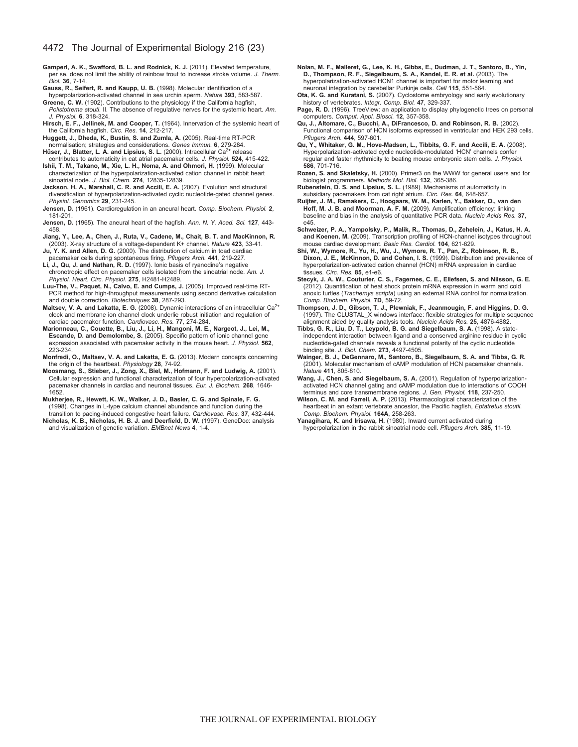**Gamperl, A. K., Swafford, B. L. and Rodnick, K. J.** (2011). Elevated temperature, per se, does not limit the ability of rainbow trout to increase stroke volume. *J. Therm. Biol.* **36**, 7-14.

**Gauss, R., Seifert, R. and Kaupp, U. B.** (1998). Molecular identification of a hyperpolarization-activated channel in sea urchin sperm. *Nature* **393**, 583-587.

**Greene, C. W.** (1902). Contributions to the physiology if the California hagfish, *Polistotrema stouti*. II. The absence of regulative nerves for the systemic heart. *Am. J. Physiol.* **6**, 318-324.

**Hirsch, E. F., Jellinek, M. and Cooper, T.** (1964). Innervation of the systemic heart of the California hagfish. *Circ. Res.* **14**, 212-217.

**Huggett, J., Dheda, K., Bustin, S. and Zumla, A.** (2005). Real-time RT-PCR normalisation; strategies and considerations. *Genes Immun.* **6**, 279-284.

**Hüser, J., Blatter, L. A. and Lipsius, S. L.** (2000). Intracellular $Ca^{2+}$ release contributes to automaticity in cat atrial pacemaker cells. *J. Physiol.* **524**, 415-422.

**Ishii, T. M., Takano, M., Xie, L. H., Noma, A. and Ohmori, H.** (1999). Molecular characterization of the hyperpolarization-activated cation channel in rabbit heart sinoatrial node. *J. Biol. Chem.* **274**, 12835-12839.

**Jackson, H. A., Marshall, C. R. and Accili, E. A.** (2007). Evolution and structural diversification of hyperpolarization-activated cyclic nucleotide-gated channel genes. *Physiol. Genomics* **29**, 231-245.

**Jensen, D.** (1961). Cardioregulation in an aneural heart. *Comp. Biochem. Physiol.* **2**, 181-201.

**Jensen, D.** (1965). The aneural heart of the hagfish. *Ann. N. Y. Acad. Sci.* **127**, 443-458.

**Jiang, Y., Lee, A., Chen, J., Ruta, V., Cadene, M., Chait, B. T. and MacKinnon, R.** (2003). X-ray structure of a voltage-dependent K+ channel. *Nature* **423**, 33-41.

**Ju, Y. K. and Allen, D. G.** (2000). The distribution of calcium in toad cardiac pacemaker cells during spontaneous firing. *Pflugers Arch.* **441**, 219-227.

**Li, J., Qu, J. and Nathan, R. D.** (1997). Ionic basis of ryanodine's negative chronotropic effect on pacemaker cells isolated from the sinoatrial node. *Am. J. Physiol. Heart. Circ. Physiol.* **275**, H2481-H2489.

**Luu-The, V., Paquet, N., Calvo, E. and Cumps, J.** (2005). Improved real-time RT-PCR method for high-throughput measurements using second derivative calculation and double correction. *Biotechniques* **38**, 287-293.

**Maltsev, V. A. and Lakatta, E. G.** (2008). Dynamic interactions of an intracellular $Ca^{2+}$ clock and membrane ion channel clock underlie robust initiation and regulation of cardiac pacemaker function. *Cardiovasc. Res.* **77**, 274-284.

**Marionneau, C., Couette, B., Liu, J., Li, H., Mangoni, M. E., Nargeot, J., Lei, M., Escande, D. and Demolombe, S.** (2005). Specific pattern of ionic channel gene expression associated with pacemaker activity in the mouse heart. *J. Physiol.* **562**, 223-234.

**Monfredi, O., Maltsev, V. A. and Lakatta, E. G.** (2013). Modern concepts concerning the origin of the heartbeat. *Physiology* **28**, 74-92.

**Moosmang, S., Stieber, J., Zong, X., Biel, M., Hofmann, F. and Ludwig, A.** (2001). Cellular expression and functional characterization of four hyperpolarization-activated pacemaker channels in cardiac and neuronal tissues. *Eur. J. Biochem.* **268**, 1646-1652.

**Mukherjee, R., Hewett, K. W., Walker, J. D., Basler, C. G. and Spinale, F. G.** (1998). Changes in L-type calcium channel abundance and function during the transition to pacing-induced congestive heart failure. *Cardiovasc. Res.* **37**, 432-444.

**Nicholas, K. B., Nicholas, H. B. J. and Deerfield, D. W.** (1997). GeneDoc: analysis and visualization of genetic variation. *EMBnet News* **4**, 1-4.

**Nolan, M. F., Malleret, G., Lee, K. H., Gibbs, E., Dudman, J. T., Santoro, B., Yin, D., Thompson, R. F., Siegelbaum, S. A., Kandel, E. R. et al.** (2003). The hyperpolarization-activated HCN1 channel is important for motor learning and neuronal integration by cerebellar Purkinje cells. *Cell* **115**, 551-564.

**Ota, K. G. and Kuratani, S.** (2007). Cyclostome embryology and early evolutionary history of vertebrates. *Integr. Comp. Biol.* **47**, 329-337.

**Page, R. D.** (1996). TreeView: an application to display phylogenetic trees on personal computers. *Comput. Appl. Biosci.* **12**, 357-358.

**Qu, J., Altomare, C., Bucchi, A., DiFrancesco, D. and Robinson, R. B.** (2002). Functional comparison of HCN isoforms expressed in ventricular and HEK 293 cells. *Pflugers Arch.* **444**, 597-601.

**Qu, Y., Whitaker, G. M., Hove-Madsen, L., Tibbits, G. F. and Accili, E. A.** (2008). Hyperpolarization-activated cyclic nucleotide-modulated 'HCN' channels confer regular and faster rhythmicity to beating mouse embryonic stem cells. *J. Physiol.* **586**, 701-716.

**Rozen, S. and Skaletsky, H.** (2000). Primer3 on the WWW for general users and for biologist programmers. *Methods Mol. Biol.* **132**, 365-386.

**Rubenstein, D. S. and Lipsius, S. L.** (1989). Mechanisms of automaticity in subsidiary pacemakers from cat right atrium. *Circ. Res.* **64**, 648-657.

**Ruijter, J. M., Ramakers, C., Hoogaars, W. M., Karlen, Y., Bakker, O., van den Hoff, M. J. B. and Moorman, A. F. M.** (2009). Amplification efficiency: linking baseline and bias in the analysis of quantitative PCR data. *Nucleic Acids Res.* **37**, e45.

**Schweizer, P. A., Yampolsky, P., Malik, R., Thomas, D., Zehelein, J., Katus, H. A. and Koenen, M.** (2009). Transcription profiling of HCN-channel isotypes throughout mouse cardiac development. *Basic Res. Cardiol.* **104**, 621-629.

**Shi, W., Wymore, R., Yu, H., Wu, J., Wymore, R. T., Pan, Z., Robinson, R. B., Dixon, J. E., McKinnon, D. and Cohen, I. S.** (1999). Distribution and prevalence of hyperpolarization-activated cation channel (HCN) mRNA expression in cardiac tissues. *Circ. Res.* **85**, e1-e6.

**Stecyk, J. A. W., Couturier, C. S., Fagernes, C. E., Ellefsen, S. and Nilsson, G. E.** (2012). Quantification of heat shock protein mRNA expression in warm and cold anoxic turtles (*Trachemys scripta*) using an external RNA control for normalization. *Comp. Biochem. Physiol.* **7D**, 59-72.

**Thompson, J. D., Gibson, T. J., Plewniak, F., Jeanmougin, F. and Higgins, D. G.** (1997). The CLUSTAL_X windows interface: flexible strategies for multiple sequence alignment aided by quality analysis tools. *Nucleic Acids Res.* **25**, 4876-4882.

**Tibbs, G. R., Liu, D. T., Leypold, B. G. and Siegelbaum, S. A.** (1998). A state-independent interaction between ligand and a conserved arginine residue in cyclic nucleotide-gated channels reveals a functional polarity of the cyclic nucleotide binding site. *J. Biol. Chem.* **273**, 4497-4505.

**Wainger, B. J., DeGennaro, M., Santoro, B., Siegelbaum, S. A. and Tibbs, G. R.** (2001). Molecular mechanism of cAMP modulation of HCN pacemaker channels. *Nature* **411**, 805-810.

**Wang, J., Chen, S. and Siegelbaum, S. A.** (2001). Regulation of hyperpolarization-activated HCN channel gating and cAMP modulation due to interactions of COOH terminus and core transmembrane regions. *J. Gen. Physiol.* **118**, 237-250.

**Wilson, C. M. and Farrell, A. P.** (2013). Pharmacological characterization of the heartbeat in an extant vertebrate ancestor, the Pacific hagfish, *Eptatretus stoutii*. *Comp. Biochem. Physiol.* **164A**, 258-263.

**Yanagihara, K. and Irisawa, H.** (1980). Inward current activated during hyperpolarization in the rabbit sinoatrial node cell. *Pflugers Arch.* **385**, 11-19.